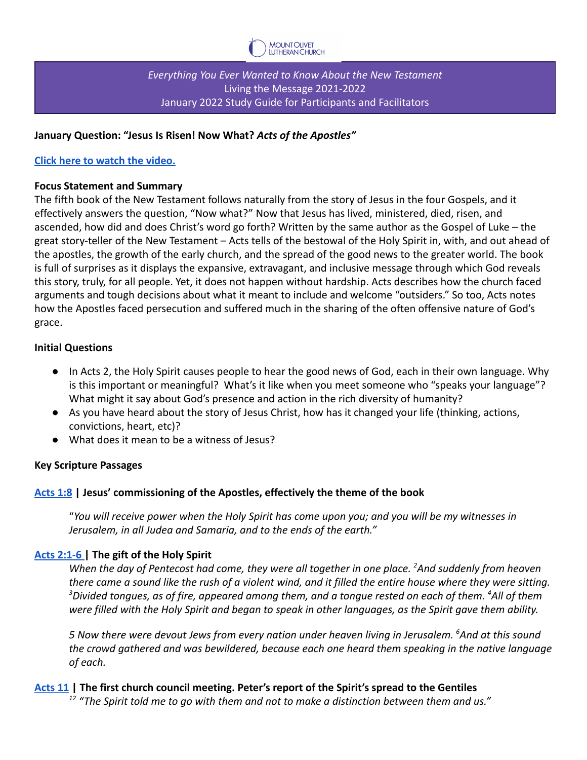MOUNT OLIVET LUTHERAN CHURCH

*Everything You Ever Wanted to Know About the New Testament*
Living the Message 2021-2022
January 2022 Study Guide for Participants and Facilitators

**January Question: "Jesus Is Risen! Now What? *Acts of the Apostles"***

**Click here to watch the video.**

**Focus Statement and Summary**

The fifth book of the New Testament follows naturally from the story of Jesus in the four Gospels, and it effectively answers the question, "Now what?" Now that Jesus has lived, ministered, died, risen, and ascended, how did and does Christ's word go forth? Written by the same author as the Gospel of Luke – the great story-teller of the New Testament – Acts tells of the bestowal of the Holy Spirit in, with, and out ahead of the apostles, the growth of the early church, and the spread of the good news to the greater world. The book is full of surprises as it displays the expansive, extravagant, and inclusive message through which God reveals this story, truly, for all people. Yet, it does not happen without hardship. Acts describes how the church faced arguments and tough decisions about what it meant to include and welcome "outsiders." So too, Acts notes how the Apostles faced persecution and suffered much in the sharing of the often offensive nature of God's grace.

**Initial Questions**

- In Acts 2, the Holy Spirit causes people to hear the good news of God, each in their own language. Why is this important or meaningful? What's it like when you meet someone who "speaks your language"? What might it say about God's presence and action in the rich diversity of humanity?
- As you have heard about the story of Jesus Christ, how has it changed your life (thinking, actions, convictions, heart, etc)?
- What does it mean to be a witness of Jesus?

**Key Scripture Passages**

**Acts 1:8 | Jesus' commissioning of the Apostles, effectively the theme of the book**

> "*You will receive power when the Holy Spirit has come upon you; and you will be my witnesses in Jerusalem, in all Judea and Samaria, and to the ends of the earth."*

**Acts 2:1-6 | The gift of the Holy Spirit**

> *When the day of Pentecost had come, they were all together in one place. [2]And suddenly from heaven there came a sound like the rush of a violent wind, and it filled the entire house where they were sitting. [3]Divided tongues, as of fire, appeared among them, and a tongue rested on each of them. [4]All of them were filled with the Holy Spirit and began to speak in other languages, as the Spirit gave them ability.*
>
> *5 Now there were devout Jews from every nation under heaven living in Jerusalem. [6]And at this sound the crowd gathered and was bewildered, because each one heard them speaking in the native language of each.*

**Acts 11 | The first church council meeting. Peter's report of the Spirit's spread to the Gentiles**

> *[12] "The Spirit told me to go with them and not to make a distinction between them and us."*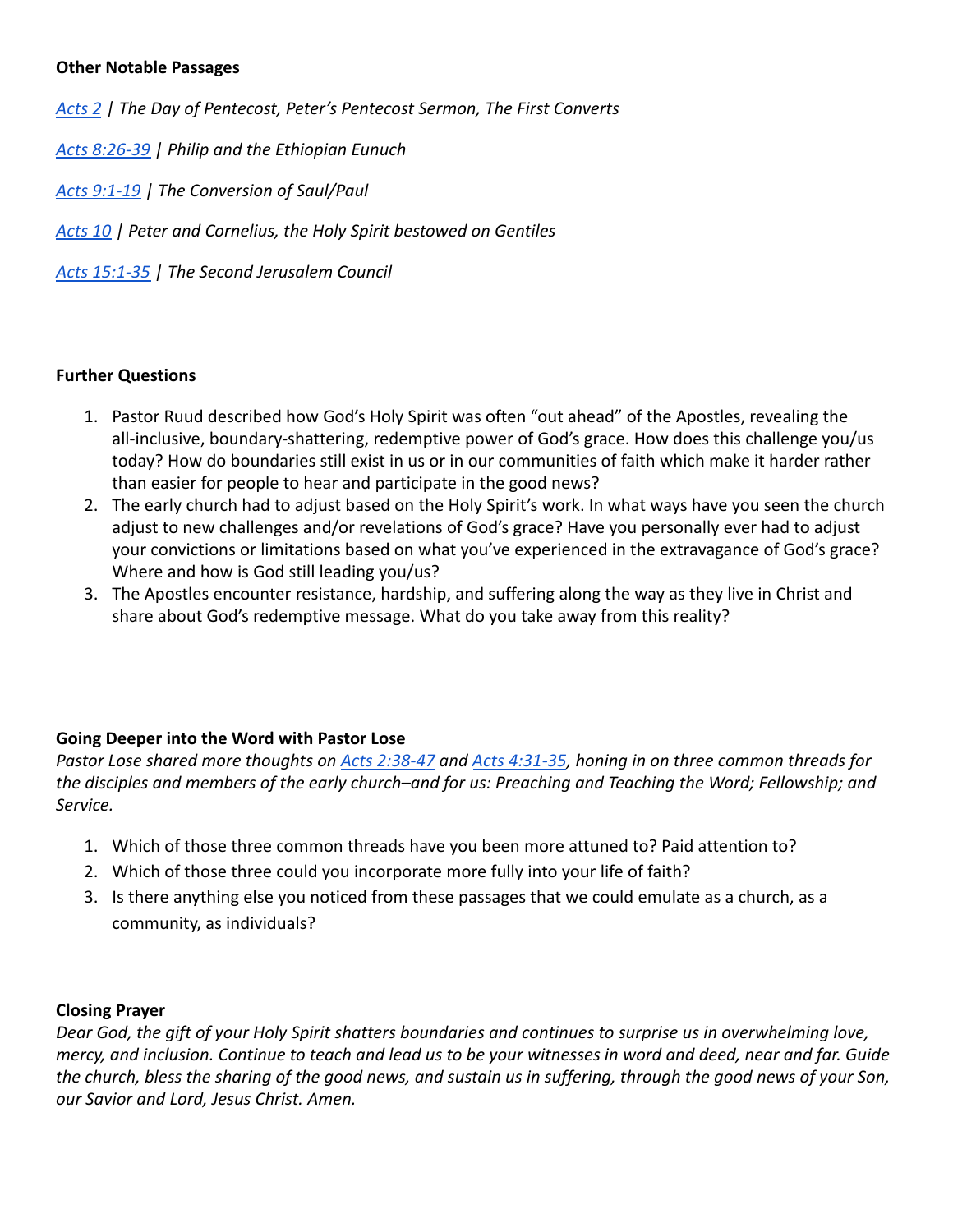**Other Notable Passages**

*[Acts 2](#) | The Day of Pentecost, Peter's Pentecost Sermon, The First Converts*

*[Acts 8:26-39](#) | Philip and the Ethiopian Eunuch*

*[Acts 9:1-19](#) | The Conversion of Saul/Paul*

*[Acts 10](#) | Peter and Cornelius, the Holy Spirit bestowed on Gentiles*

*[Acts 15:1-35](#) | The Second Jerusalem Council*

**Further Questions**

1. Pastor Ruud described how God's Holy Spirit was often "out ahead" of the Apostles, revealing the all-inclusive, boundary-shattering, redemptive power of God's grace. How does this challenge you/us today? How do boundaries still exist in us or in our communities of faith which make it harder rather than easier for people to hear and participate in the good news?
2. The early church had to adjust based on the Holy Spirit's work. In what ways have you seen the church adjust to new challenges and/or revelations of God's grace? Have you personally ever had to adjust your convictions or limitations based on what you've experienced in the extravagance of God's grace? Where and how is God still leading you/us?
3. The Apostles encounter resistance, hardship, and suffering along the way as they live in Christ and share about God's redemptive message. What do you take away from this reality?

**Going Deeper into the Word with Pastor Lose**

*Pastor Lose shared more thoughts on [Acts 2:38-47](#) and [Acts 4:31-35](#), honing in on three common threads for the disciples and members of the early church–and for us: Preaching and Teaching the Word; Fellowship; and Service.*

1. Which of those three common threads have you been more attuned to? Paid attention to?
2. Which of those three could you incorporate more fully into your life of faith?
3. Is there anything else you noticed from these passages that we could emulate as a church, as a community, as individuals?

**Closing Prayer**

*Dear God, the gift of your Holy Spirit shatters boundaries and continues to surprise us in overwhelming love, mercy, and inclusion. Continue to teach and lead us to be your witnesses in word and deed, near and far. Guide the church, bless the sharing of the good news, and sustain us in suffering, through the good news of your Son, our Savior and Lord, Jesus Christ. Amen.*